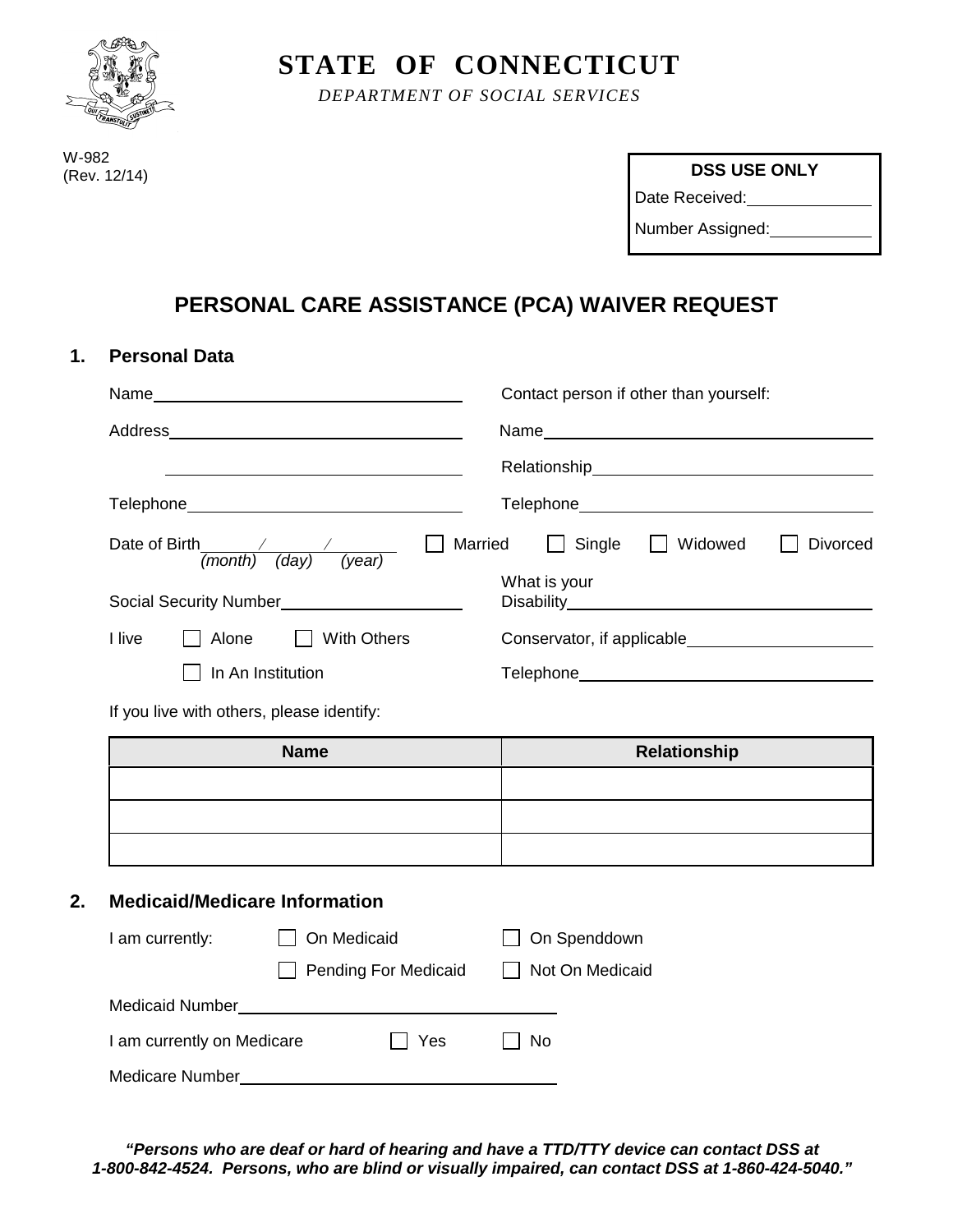# STATE OF CONNECTICUT

*DEPARTMENT OF SOCIAL SERVICES*

W-982
(Rev. 12/14)

| DSS USE ONLY |
| --- |
| Date Received: |
| Number Assigned: |

## PERSONAL CARE ASSISTANCE (PCA) WAIVER REQUEST

### 1. Personal Data

Name

Address

Telephone

Date of Birth ___ / ___ / ___ *(month) (day) (year)*

Social Security Number

I live ☐ Alone ☐ With Others ☐ In An Institution

Contact person if other than yourself:

Name

Relationship

Telephone

☐ Married ☐ Single ☐ Widowed ☐ Divorced

What is your Disability

Conservator, if applicable

Telephone

If you live with others, please identify:

| Name | Relationship |
| --- | --- |
| | |
| | |
| | |

### 2. Medicaid/Medicare Information

I am currently: ☐ On Medicaid ☐ On Spenddown ☐ Pending For Medicaid ☐ Not On Medicaid

Medicaid Number

I am currently on Medicare ☐ Yes ☐ No

Medicare Number

***"Persons who are deaf or hard of hearing and have a TTD/TTY device can contact DSS at 1-800-842-4524. Persons, who are blind or visually impaired, can contact DSS at 1-860-424-5040."***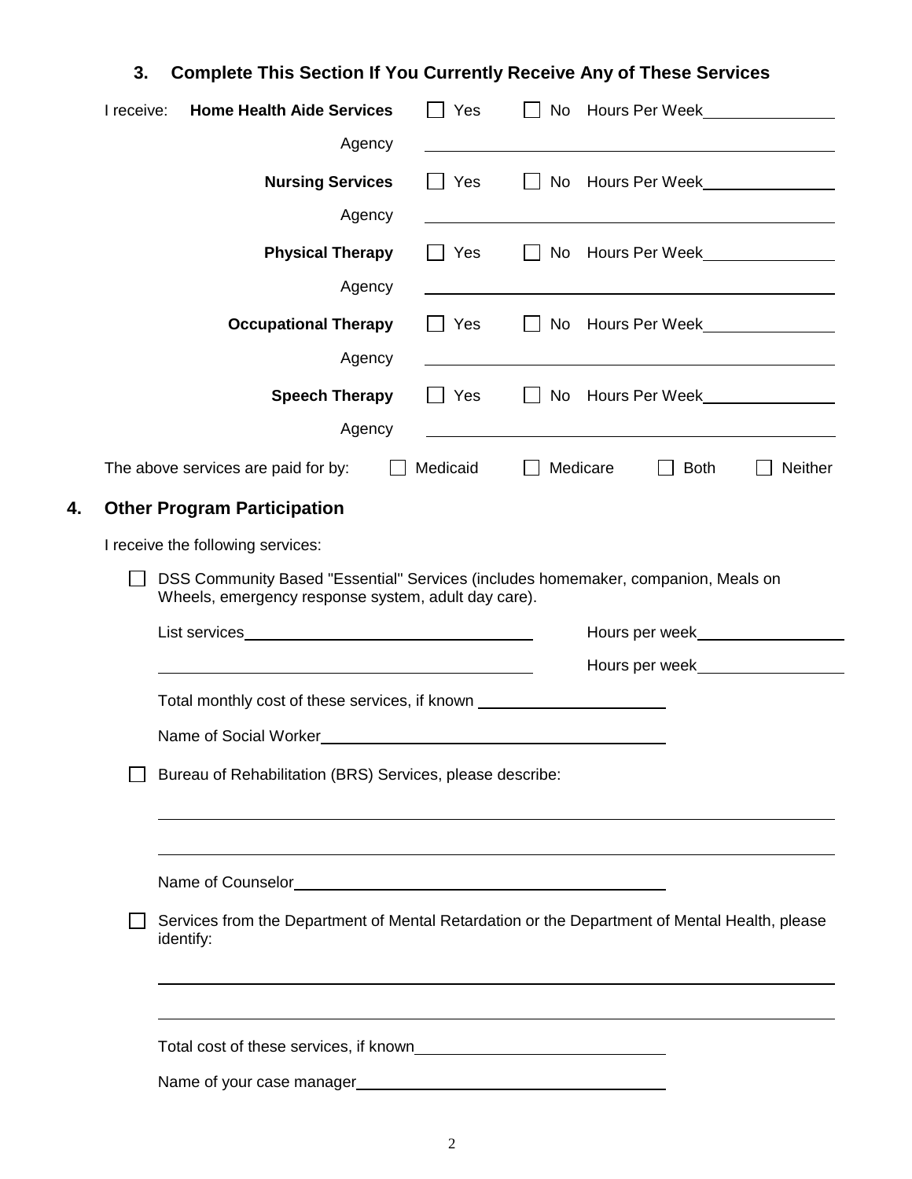## 3. Complete This Section If You Currently Receive Any of These Services

I receive: **Home Health Aide Services** ☐ Yes ☐ No Hours Per Week\_\_\_\_\_\_\_\_\_\_\_\_

Agency \_\_\_\_\_\_\_\_\_\_\_\_\_\_\_\_\_\_\_\_\_\_\_\_\_\_\_\_\_\_\_\_

**Nursing Services** ☐ Yes ☐ No Hours Per Week\_\_\_\_\_\_\_\_\_\_\_\_

Agency \_\_\_\_\_\_\_\_\_\_\_\_\_\_\_\_\_\_\_\_\_\_\_\_\_\_\_\_\_\_\_\_

**Physical Therapy** ☐ Yes ☐ No Hours Per Week\_\_\_\_\_\_\_\_\_\_\_\_

Agency \_\_\_\_\_\_\_\_\_\_\_\_\_\_\_\_\_\_\_\_\_\_\_\_\_\_\_\_\_\_\_\_

**Occupational Therapy** ☐ Yes ☐ No Hours Per Week\_\_\_\_\_\_\_\_\_\_\_\_

Agency \_\_\_\_\_\_\_\_\_\_\_\_\_\_\_\_\_\_\_\_\_\_\_\_\_\_\_\_\_\_\_\_

**Speech Therapy** ☐ Yes ☐ No Hours Per Week\_\_\_\_\_\_\_\_\_\_\_\_

Agency \_\_\_\_\_\_\_\_\_\_\_\_\_\_\_\_\_\_\_\_\_\_\_\_\_\_\_\_\_\_\_\_

The above services are paid for by: ☐ Medicaid ☐ Medicare ☐ Both ☐ Neither

## 4. Other Program Participation

I receive the following services:

☐ DSS Community Based "Essential" Services (includes homemaker, companion, Meals on Wheels, emergency response system, adult day care).

List services\_\_\_\_\_\_\_\_\_\_\_\_\_\_\_\_\_\_\_\_\_\_\_\_\_\_\_\_ Hours per week\_\_\_\_\_\_\_\_\_\_\_\_\_\_

\_\_\_\_\_\_\_\_\_\_\_\_\_\_\_\_\_\_\_\_\_\_\_\_\_\_\_\_\_\_\_\_\_\_\_\_\_\_ Hours per week\_\_\_\_\_\_\_\_\_\_\_\_\_\_

Total monthly cost of these services, if known \_\_\_\_\_\_\_\_\_\_\_\_\_\_\_\_\_\_\_\_

Name of Social Worker\_\_\_\_\_\_\_\_\_\_\_\_\_\_\_\_\_\_\_\_\_\_\_\_\_\_\_\_\_\_\_\_\_\_\_\_

☐ Bureau of Rehabilitation (BRS) Services, please describe:

\_\_\_\_\_\_\_\_\_\_\_\_\_\_\_\_\_\_\_\_\_\_\_\_\_\_\_\_\_\_\_\_\_\_\_\_\_\_\_\_\_\_\_\_\_\_\_\_\_\_\_\_\_\_\_\_\_\_\_\_

\_\_\_\_\_\_\_\_\_\_\_\_\_\_\_\_\_\_\_\_\_\_\_\_\_\_\_\_\_\_\_\_\_\_\_\_\_\_\_\_\_\_\_\_\_\_\_\_\_\_\_\_\_\_\_\_\_\_\_\_

Name of Counselor\_\_\_\_\_\_\_\_\_\_\_\_\_\_\_\_\_\_\_\_\_\_\_\_\_\_\_\_\_\_\_\_\_\_\_\_\_\_

☐ Services from the Department of Mental Retardation or the Department of Mental Health, please identify:

\_\_\_\_\_\_\_\_\_\_\_\_\_\_\_\_\_\_\_\_\_\_\_\_\_\_\_\_\_\_\_\_\_\_\_\_\_\_\_\_\_\_\_\_\_\_\_\_\_\_\_\_\_\_\_\_\_\_\_\_

\_\_\_\_\_\_\_\_\_\_\_\_\_\_\_\_\_\_\_\_\_\_\_\_\_\_\_\_\_\_\_\_\_\_\_\_\_\_\_\_\_\_\_\_\_\_\_\_\_\_\_\_\_\_\_\_\_\_\_\_

Total cost of these services, if known\_\_\_\_\_\_\_\_\_\_\_\_\_\_\_\_\_\_\_\_\_\_\_\_\_\_

Name of your case manager\_\_\_\_\_\_\_\_\_\_\_\_\_\_\_\_\_\_\_\_\_\_\_\_\_\_\_\_\_\_\_\_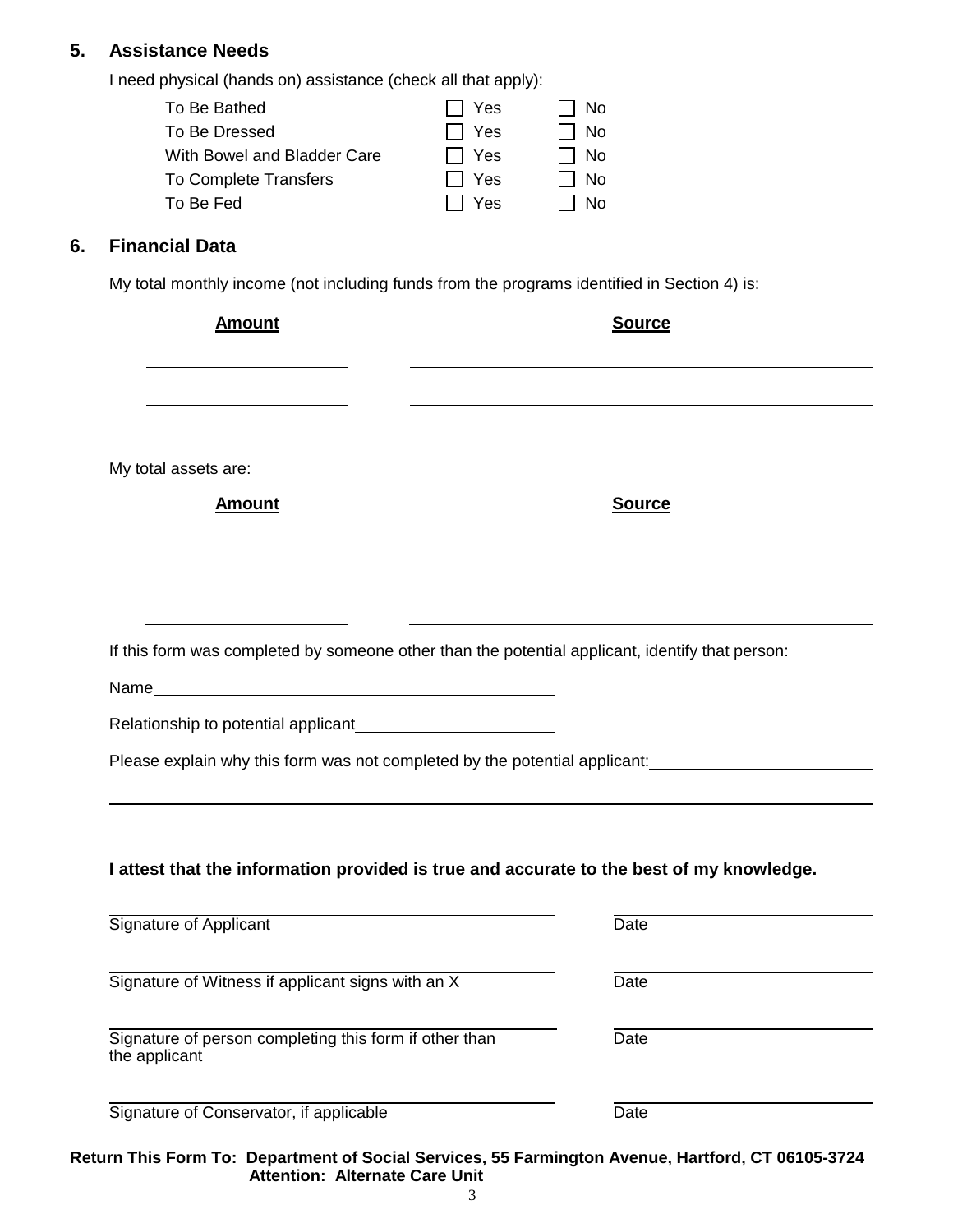## 5. Assistance Needs

I need physical (hands on) assistance (check all that apply):

| | | |
|---|---|---|
| To Be Bathed | ☐ Yes | ☐ No |
| To Be Dressed | ☐ Yes | ☐ No |
| With Bowel and Bladder Care | ☐ Yes | ☐ No |
| To Complete Transfers | ☐ Yes | ☐ No |
| To Be Fed | ☐ Yes | ☐ No |

## 6. Financial Data

My total monthly income (not including funds from the programs identified in Section 4) is:

| **Amount** | **Source** |
|---|---|
| | |
| | |
| | |

My total assets are:

| **Amount** | **Source** |
|---|---|
| | |
| | |
| | |

If this form was completed by someone other than the potential applicant, identify that person:

Name ______________________________

Relationship to potential applicant ______________________________

Please explain why this form was not completed by the potential applicant: ______________________________

______________________________

______________________________

**I attest that the information provided is true and accurate to the best of my knowledge.**

______________________________ ______________
Signature of Applicant Date

______________________________ ______________
Signature of Witness if applicant signs with an X Date

______________________________ ______________
Signature of person completing this form if other than the applicant Date

______________________________ ______________
Signature of Conservator, if applicable Date

**Return This Form To: Department of Social Services, 55 Farmington Avenue, Hartford, CT 06105-3724**
**Attention: Alternate Care Unit**